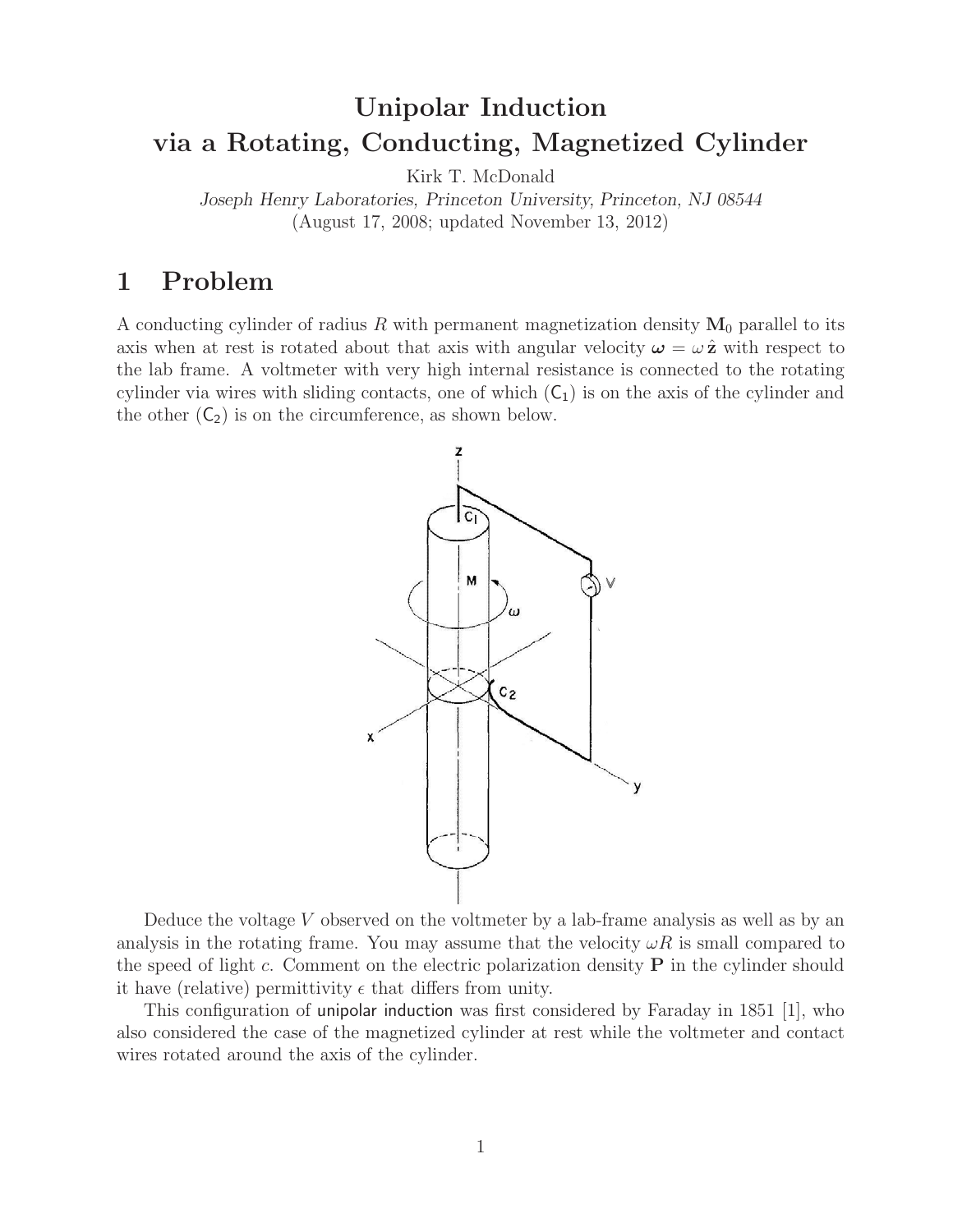# Unipolar Induction via a Rotating, Conducting, Magnetized Cylinder

Kirk T. McDonald

*Joseph Henry Laboratories, Princeton University, Princeton, NJ 08544*

(August 17, 2008; updated November 13, 2012)

## 1 Problem

A conducting cylinder of radius $R$ with permanent magnetization density $\mathbf{M}_0$ parallel to its axis when at rest is rotated about that axis with angular velocity $\boldsymbol{\omega} = \omega\,\hat{\mathbf{z}}$ with respect to the lab frame. A voltmeter with very high internal resistance is connected to the rotating cylinder via wires with sliding contacts, one of which ($\mathsf{C}_1$) is on the axis of the cylinder and the other ($\mathsf{C}_2$) is on the circumference, as shown below.

Deduce the voltage $V$ observed on the voltmeter by a lab-frame analysis as well as by an analysis in the rotating frame. You may assume that the velocity $\omega R$ is small compared to the speed of light $c$. Comment on the electric polarization density $\mathbf{P}$ in the cylinder should it have (relative) permittivity $\epsilon$ that differs from unity.

This configuration of unipolar induction was first considered by Faraday in 1851 [1], who also considered the case of the magnetized cylinder at rest while the voltmeter and contact wires rotated around the axis of the cylinder.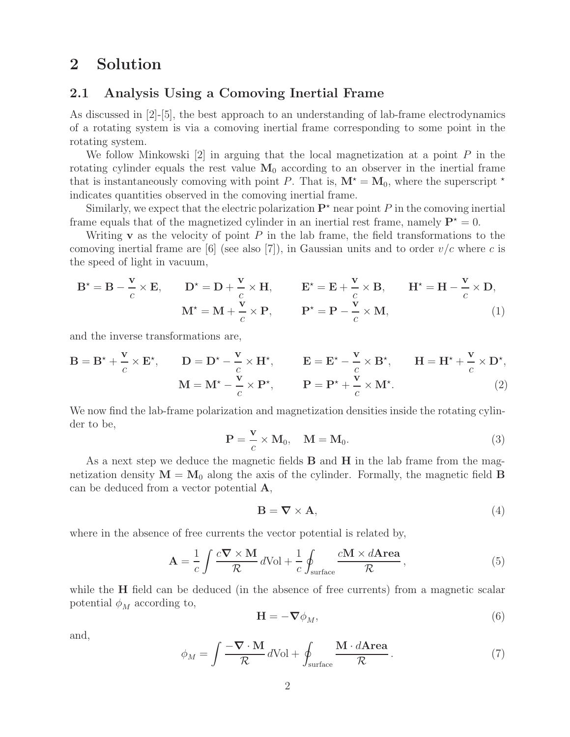# 2 Solution

## 2.1 Analysis Using a Comoving Inertial Frame

As discussed in [2]-[5], the best approach to an understanding of lab-frame electrodynamics of a rotating system is via a comoving inertial frame corresponding to some point in the rotating system.

We follow Minkowski [2] in arguing that the local magnetization at a point $P$ in the rotating cylinder equals the rest value $\mathbf{M}_0$ according to an observer in the inertial frame that is instantaneously comoving with point $P$. That is, $\mathbf{M}^\star = \mathbf{M}_0$, where the superscript $^\star$ indicates quantities observed in the comoving inertial frame.

Similarly, we expect that the electric polarization $\mathbf{P}^\star$ near point $P$ in the comoving inertial frame equals that of the magnetized cylinder in an inertial rest frame, namely $\mathbf{P}^\star = 0$.

Writing $\mathbf{v}$ as the velocity of point $P$ in the lab frame, the field transformations to the comoving inertial frame are [6] (see also [7]), in Gaussian units and to order $v/c$ where $c$ is the speed of light in vacuum,

$$
\mathbf{B}^\star = \mathbf{B} - \frac{\mathbf{v}}{c} \times \mathbf{E}, \qquad \mathbf{D}^\star = \mathbf{D} + \frac{\mathbf{v}}{c} \times \mathbf{H}, \qquad \mathbf{E}^\star = \mathbf{E} + \frac{\mathbf{v}}{c} \times \mathbf{B}, \qquad \mathbf{H}^\star = \mathbf{H} - \frac{\mathbf{v}}{c} \times \mathbf{D},
$$
$$
\mathbf{M}^\star = \mathbf{M} + \frac{\mathbf{v}}{c} \times \mathbf{P}, \qquad \mathbf{P}^\star = \mathbf{P} - \frac{\mathbf{v}}{c} \times \mathbf{M}, \tag{1}
$$

and the inverse transformations are,

$$
\mathbf{B} = \mathbf{B}^\star + \frac{\mathbf{v}}{c} \times \mathbf{E}^\star, \qquad \mathbf{D} = \mathbf{D}^\star - \frac{\mathbf{v}}{c} \times \mathbf{H}^\star, \qquad \mathbf{E} = \mathbf{E}^\star - \frac{\mathbf{v}}{c} \times \mathbf{B}^\star, \qquad \mathbf{H} = \mathbf{H}^\star + \frac{\mathbf{v}}{c} \times \mathbf{D}^\star,
$$
$$
\mathbf{M} = \mathbf{M}^\star - \frac{\mathbf{v}}{c} \times \mathbf{P}^\star, \qquad \mathbf{P} = \mathbf{P}^\star + \frac{\mathbf{v}}{c} \times \mathbf{M}^\star. \tag{2}
$$

We now find the lab-frame polarization and magnetization densities inside the rotating cylinder to be,

$$
\mathbf{P} = \frac{\mathbf{v}}{c} \times \mathbf{M}_0, \quad \mathbf{M} = \mathbf{M}_0. \tag{3}
$$

As a next step we deduce the magnetic fields $\mathbf{B}$ and $\mathbf{H}$ in the lab frame from the magnetization density $\mathbf{M} = \mathbf{M}_0$ along the axis of the cylinder. Formally, the magnetic field $\mathbf{B}$ can be deduced from a vector potential $\mathbf{A}$,

$$
\mathbf{B} = \boldsymbol{\nabla} \times \mathbf{A}, \tag{4}
$$

where in the absence of free currents the vector potential is related by,

$$
\mathbf{A} = \frac{1}{c} \int \frac{c \boldsymbol{\nabla} \times \mathbf{M}}{\mathcal{R}} \, d\text{Vol} + \frac{1}{c} \oint_{\text{surface}} \frac{c\mathbf{M} \times d\mathbf{Area}}{\mathcal{R}}, \tag{5}
$$

while the $\mathbf{H}$ field can be deduced (in the absence of free currents) from a magnetic scalar potential $\phi_M$ according to,

$$
\mathbf{H} = -\boldsymbol{\nabla} \phi_M, \tag{6}
$$

and,

$$
\phi_M = \int \frac{-\boldsymbol{\nabla} \cdot \mathbf{M}}{\mathcal{R}} \, d\text{Vol} + \oint_{\text{surface}} \frac{\mathbf{M} \cdot d\mathbf{Area}}{\mathcal{R}}. \tag{7}
$$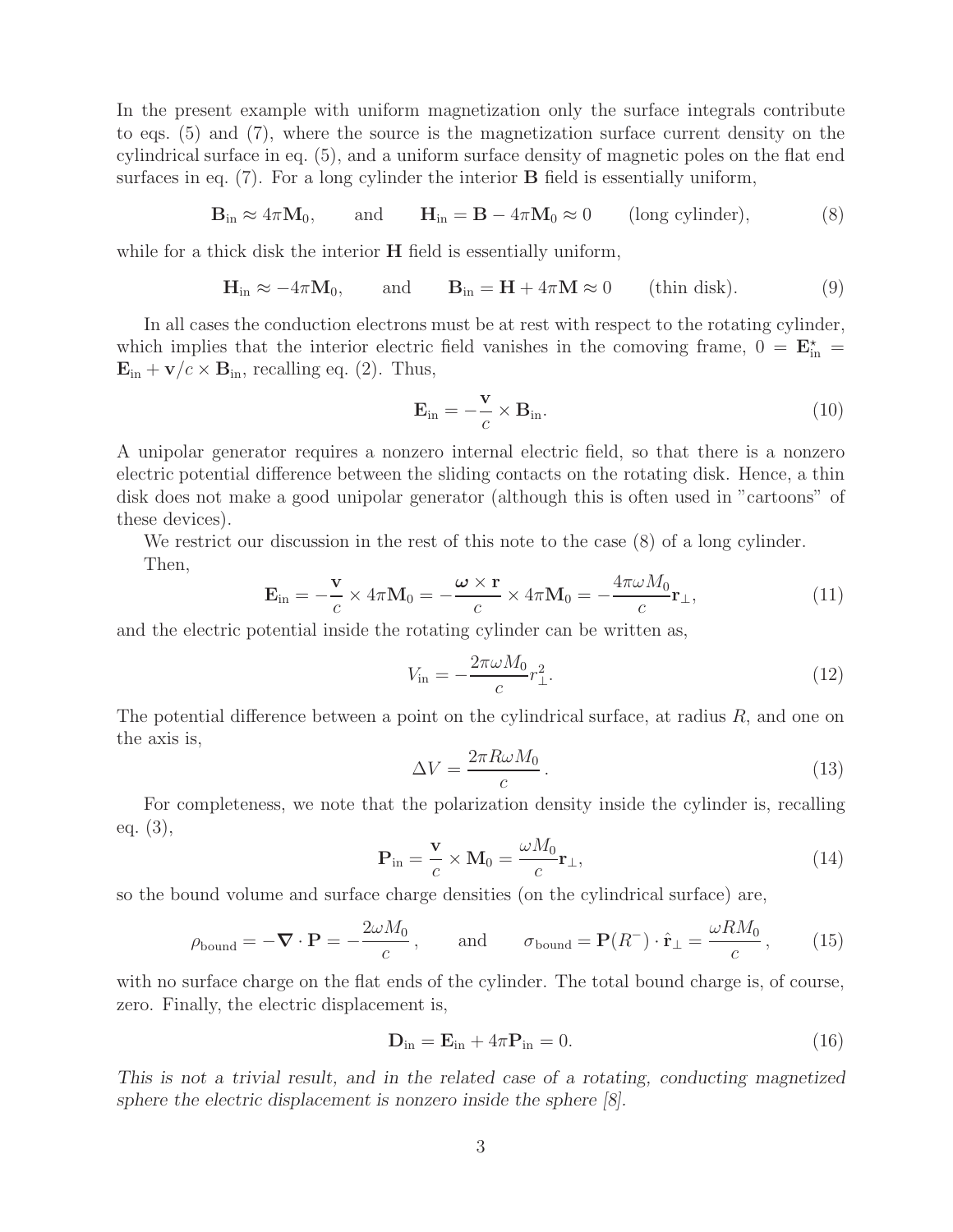In the present example with uniform magnetization only the surface integrals contribute to eqs. (5) and (7), where the source is the magnetization surface current density on the cylindrical surface in eq. (5), and a uniform surface density of magnetic poles on the flat end surfaces in eq. (7). For a long cylinder the interior **B** field is essentially uniform,

$$\mathbf{B}_{\rm in} \approx 4\pi\mathbf{M}_0, \qquad \text{and} \qquad \mathbf{H}_{\rm in} = \mathbf{B} - 4\pi\mathbf{M}_0 \approx 0 \qquad \text{(long cylinder)}, \tag{8}$$

while for a thick disk the interior **H** field is essentially uniform,

$$\mathbf{H}_{\rm in} \approx -4\pi\mathbf{M}_0, \qquad \text{and} \qquad \mathbf{B}_{\rm in} = \mathbf{H} + 4\pi\mathbf{M} \approx 0 \qquad \text{(thin disk)}. \tag{9}$$

In all cases the conduction electrons must be at rest with respect to the rotating cylinder, which implies that the interior electric field vanishes in the comoving frame, $0 = \mathbf{E}^\star_{\rm in} = \mathbf{E}_{\rm in} + \mathbf{v}/c \times \mathbf{B}_{\rm in}$, recalling eq. (2). Thus,

$$\mathbf{E}_{\rm in} = -\frac{\mathbf{v}}{c} \times \mathbf{B}_{\rm in}. \tag{10}$$

A unipolar generator requires a nonzero internal electric field, so that there is a nonzero electric potential difference between the sliding contacts on the rotating disk. Hence, a thin disk does not make a good unipolar generator (although this is often used in "cartoons" of these devices).

We restrict our discussion in the rest of this note to the case (8) of a long cylinder. Then,

$$\mathbf{E}_{\rm in} = -\frac{\mathbf{v}}{c} \times 4\pi\mathbf{M}_0 = -\frac{\boldsymbol{\omega} \times \mathbf{r}}{c} \times 4\pi\mathbf{M}_0 = -\frac{4\pi\omega M_0}{c}\mathbf{r}_\perp, \tag{11}$$

and the electric potential inside the rotating cylinder can be written as,

$$V_{\rm in} = -\frac{2\pi\omega M_0}{c} r_\perp^2. \tag{12}$$

The potential difference between a point on the cylindrical surface, at radius $R$, and one on the axis is,

$$\Delta V = \frac{2\pi R\omega M_0}{c}. \tag{13}$$

For completeness, we note that the polarization density inside the cylinder is, recalling eq. (3),

$$\mathbf{P}_{\rm in} = \frac{\mathbf{v}}{c} \times \mathbf{M}_0 = \frac{\omega M_0}{c}\mathbf{r}_\perp, \tag{14}$$

so the bound volume and surface charge densities (on the cylindrical surface) are,

$$\rho_{\rm bound} = -\boldsymbol{\nabla} \cdot \mathbf{P} = -\frac{2\omega M_0}{c}, \qquad \text{and} \qquad \sigma_{\rm bound} = \mathbf{P}(R^-) \cdot \hat{\mathbf{r}}_\perp = \frac{\omega R M_0}{c}, \tag{15}$$

with no surface charge on the flat ends of the cylinder. The total bound charge is, of course, zero. Finally, the electric displacement is,

$$\mathbf{D}_{\rm in} = \mathbf{E}_{\rm in} + 4\pi\mathbf{P}_{\rm in} = 0. \tag{16}$$

*This is not a trivial result, and in the related case of a rotating, conducting magnetized sphere the electric displacement is nonzero inside the sphere [8].*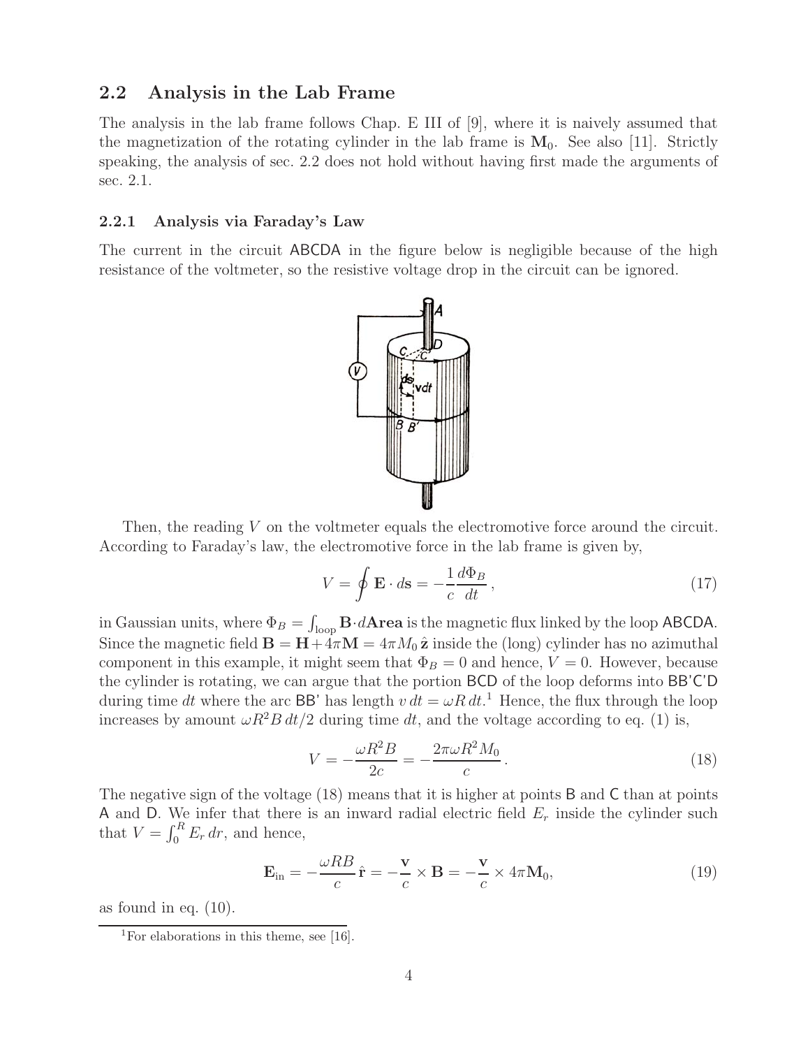## 2.2 Analysis in the Lab Frame

The analysis in the lab frame follows Chap. E III of [9], where it is naively assumed that the magnetization of the rotating cylinder in the lab frame is $\mathbf{M}_0$. See also [11]. Strictly speaking, the analysis of sec. 2.2 does not hold without having first made the arguments of sec. 2.1.

### 2.2.1 Analysis via Faraday's Law

The current in the circuit ABCDA in the figure below is negligible because of the high resistance of the voltmeter, so the resistive voltage drop in the circuit can be ignored.

Then, the reading $V$ on the voltmeter equals the electromotive force around the circuit. According to Faraday's law, the electromotive force in the lab frame is given by,

$$V = \oint \mathbf{E} \cdot d\mathbf{s} = -\frac{1}{c}\frac{d\Phi_B}{dt}, \tag{17}$$

in Gaussian units, where $\Phi_B = \int_{\rm loop} \mathbf{B} \cdot d\mathbf{Area}$ is the magnetic flux linked by the loop ABCDA. Since the magnetic field $\mathbf{B} = \mathbf{H} + 4\pi\mathbf{M} = 4\pi M_0\,\hat{\mathbf{z}}$ inside the (long) cylinder has no azimuthal component in this example, it might seem that $\Phi_B = 0$ and hence, $V = 0$. However, because the cylinder is rotating, we can argue that the portion BCD of the loop deforms into BB'C'D during time $dt$ where the arc BB' has length $v\,dt = \omega R\,dt$.[1] Hence, the flux through the loop increases by amount $\omega R^2 B\,dt/2$ during time $dt$, and the voltage according to eq. (1) is,

$$V = -\frac{\omega R^2 B}{2c} = -\frac{2\pi\omega R^2 M_0}{c}. \tag{18}$$

The negative sign of the voltage (18) means that it is higher at points B and C than at points A and D. We infer that there is an inward radial electric field $E_r$ inside the cylinder such that $V = \int_0^R E_r\,dr$, and hence,

$$\mathbf{E}_{\rm in} = -\frac{\omega R B}{c}\,\hat{\mathbf{r}} = -\frac{\mathbf{v}}{c} \times \mathbf{B} = -\frac{\mathbf{v}}{c} \times 4\pi\mathbf{M}_0, \tag{19}$$

as found in eq. (10).

[1] For elaborations in this theme, see [16].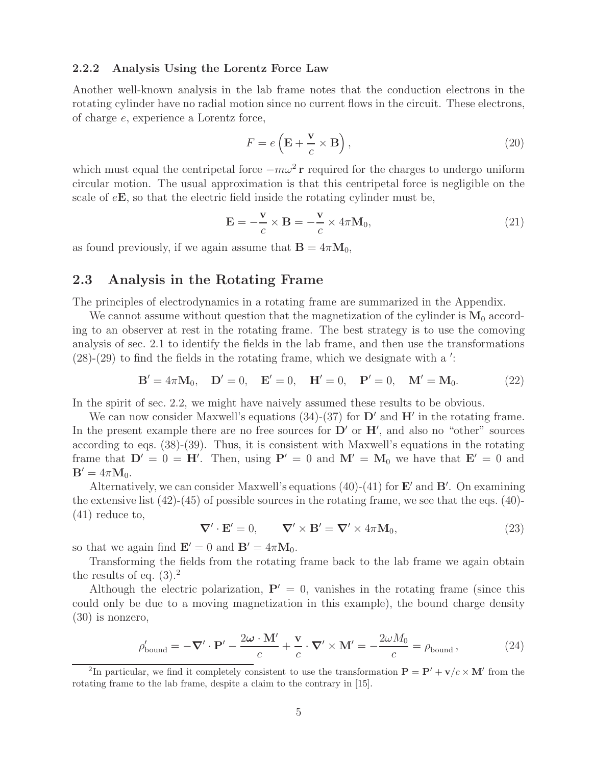### 2.2.2 Analysis Using the Lorentz Force Law

Another well-known analysis in the lab frame notes that the conduction electrons in the rotating cylinder have no radial motion since no current flows in the circuit. These electrons, of charge $e$, experience a Lorentz force,

$$F = e\left(\mathbf{E} + \frac{\mathbf{v}}{c} \times \mathbf{B}\right), \tag{20}$$

which must equal the centripetal force $-m\omega^2\,\mathbf{r}$ required for the charges to undergo uniform circular motion. The usual approximation is that this centripetal force is negligible on the scale of $e\mathbf{E}$, so that the electric field inside the rotating cylinder must be,

$$\mathbf{E} = -\frac{\mathbf{v}}{c} \times \mathbf{B} = -\frac{\mathbf{v}}{c} \times 4\pi\mathbf{M}_0, \tag{21}$$

as found previously, if we again assume that $\mathbf{B} = 4\pi\mathbf{M}_0$,

## 2.3 Analysis in the Rotating Frame

The principles of electrodynamics in a rotating frame are summarized in the Appendix.

We cannot assume without question that the magnetization of the cylinder is $\mathbf{M}_0$ according to an observer at rest in the rotating frame. The best strategy is to use the comoving analysis of sec. 2.1 to identify the fields in the lab frame, and then use the transformations (28)-(29) to find the fields in the rotating frame, which we designate with a $'$:

$$\mathbf{B}' = 4\pi\mathbf{M}_0, \quad \mathbf{D}' = 0, \quad \mathbf{E}' = 0, \quad \mathbf{H}' = 0, \quad \mathbf{P}' = 0, \quad \mathbf{M}' = \mathbf{M}_0. \tag{22}$$

In the spirit of sec. 2.2, we might have naively assumed these results to be obvious.

We can now consider Maxwell's equations (34)-(37) for $\mathbf{D}'$ and $\mathbf{H}'$ in the rotating frame. In the present example there are no free sources for $\mathbf{D}'$ or $\mathbf{H}'$, and also no "other" sources according to eqs. (38)-(39). Thus, it is consistent with Maxwell's equations in the rotating frame that $\mathbf{D}' = 0 = \mathbf{H}'$. Then, using $\mathbf{P}' = 0$ and $\mathbf{M}' = \mathbf{M}_0$ we have that $\mathbf{E}' = 0$ and $\mathbf{B}' = 4\pi\mathbf{M}_0$.

Alternatively, we can consider Maxwell's equations (40)-(41) for $\mathbf{E}'$ and $\mathbf{B}'$. On examining the extensive list (42)-(45) of possible sources in the rotating frame, we see that the eqs. (40)-(41) reduce to,

$$\boldsymbol{\nabla}' \cdot \mathbf{E}' = 0, \qquad \boldsymbol{\nabla}' \times \mathbf{B}' = \boldsymbol{\nabla}' \times 4\pi\mathbf{M}_0, \tag{23}$$

so that we again find $\mathbf{E}' = 0$ and $\mathbf{B}' = 4\pi\mathbf{M}_0$.

Transforming the fields from the rotating frame back to the lab frame we again obtain the results of eq. (3).[2]

Although the electric polarization, $\mathbf{P}' = 0$, vanishes in the rotating frame (since this could only be due to a moving magnetization in this example), the bound charge density (30) is nonzero,

$$\rho'_{\text{bound}} = -\boldsymbol{\nabla}' \cdot \mathbf{P}' - \frac{2\boldsymbol{\omega} \cdot \mathbf{M}'}{c} + \frac{\mathbf{v}}{c} \cdot \boldsymbol{\nabla}' \times \mathbf{M}' = -\frac{2\omega M_0}{c} = \rho_{\text{bound}}\,, \tag{24}$$

[2] In particular, we find it completely consistent to use the transformation $\mathbf{P} = \mathbf{P}' + \mathbf{v}/c \times \mathbf{M}'$ from the rotating frame to the lab frame, despite a claim to the contrary in [15].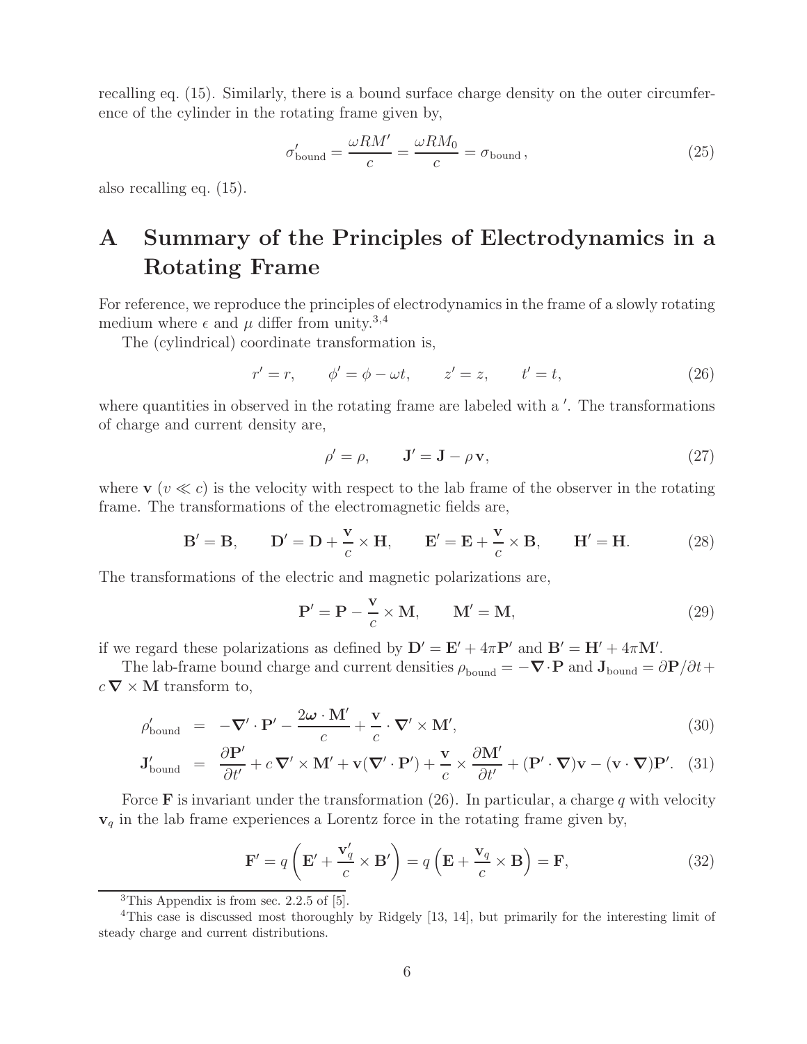recalling eq. (15). Similarly, there is a bound surface charge density on the outer circumference of the cylinder in the rotating frame given by,

$$\sigma'_{\rm bound} = \frac{\omega R M'}{c} = \frac{\omega R M_0}{c} = \sigma_{\rm bound}\,, \tag{25}$$

also recalling eq. (15).

# A Summary of the Principles of Electrodynamics in a Rotating Frame

For reference, we reproduce the principles of electrodynamics in the frame of a slowly rotating medium where $\epsilon$ and $\mu$ differ from unity.[3,4]

The (cylindrical) coordinate transformation is,

$$r' = r, \qquad \phi' = \phi - \omega t, \qquad z' = z, \qquad t' = t, \tag{26}$$

where quantities in observed in the rotating frame are labeled with a $'$. The transformations of charge and current density are,

$$\rho' = \rho, \qquad \mathbf{J}' = \mathbf{J} - \rho\,\mathbf{v}, \tag{27}$$

where $\mathbf{v}$ ($v \ll c$) is the velocity with respect to the lab frame of the observer in the rotating frame. The transformations of the electromagnetic fields are,

$$\mathbf{B}' = \mathbf{B}, \qquad \mathbf{D}' = \mathbf{D} + \frac{\mathbf{v}}{c} \times \mathbf{H}, \qquad \mathbf{E}' = \mathbf{E} + \frac{\mathbf{v}}{c} \times \mathbf{B}, \qquad \mathbf{H}' = \mathbf{H}. \tag{28}$$

The transformations of the electric and magnetic polarizations are,

$$\mathbf{P}' = \mathbf{P} - \frac{\mathbf{v}}{c} \times \mathbf{M}, \qquad \mathbf{M}' = \mathbf{M}, \tag{29}$$

if we regard these polarizations as defined by $\mathbf{D}' = \mathbf{E}' + 4\pi\mathbf{P}'$ and $\mathbf{B}' = \mathbf{H}' + 4\pi\mathbf{M}'$.

The lab-frame bound charge and current densities $\rho_{\rm bound} = -\boldsymbol{\nabla}\cdot\mathbf{P}$ and $\mathbf{J}_{\rm bound} = \partial\mathbf{P}/\partial t + c\,\boldsymbol{\nabla}\times\mathbf{M}$ transform to,

$$\rho'_{\rm bound} = -\boldsymbol{\nabla}'\cdot\mathbf{P}' - \frac{2\boldsymbol{\omega}\cdot\mathbf{M}'}{c} + \frac{\mathbf{v}}{c}\cdot\boldsymbol{\nabla}'\times\mathbf{M}', \tag{30}$$

$$\mathbf{J}'_{\rm bound} = \frac{\partial\mathbf{P}'}{\partial t'} + c\,\boldsymbol{\nabla}'\times\mathbf{M}' + \mathbf{v}(\boldsymbol{\nabla}'\cdot\mathbf{P}') + \frac{\mathbf{v}}{c}\times\frac{\partial\mathbf{M}'}{\partial t'} + (\mathbf{P}'\cdot\boldsymbol{\nabla})\mathbf{v} - (\mathbf{v}\cdot\boldsymbol{\nabla})\mathbf{P}'. \tag{31}$$

Force $\mathbf{F}$ is invariant under the transformation (26). In particular, a charge $q$ with velocity $\mathbf{v}_q$ in the lab frame experiences a Lorentz force in the rotating frame given by,

$$\mathbf{F}' = q\left(\mathbf{E}' + \frac{\mathbf{v}'_q}{c}\times\mathbf{B}'\right) = q\left(\mathbf{E} + \frac{\mathbf{v}_q}{c}\times\mathbf{B}\right) = \mathbf{F}, \tag{32}$$

[3] This Appendix is from sec. 2.2.5 of [5].

[4] This case is discussed most thoroughly by Ridgely [13, 14], but primarily for the interesting limit of steady charge and current distributions.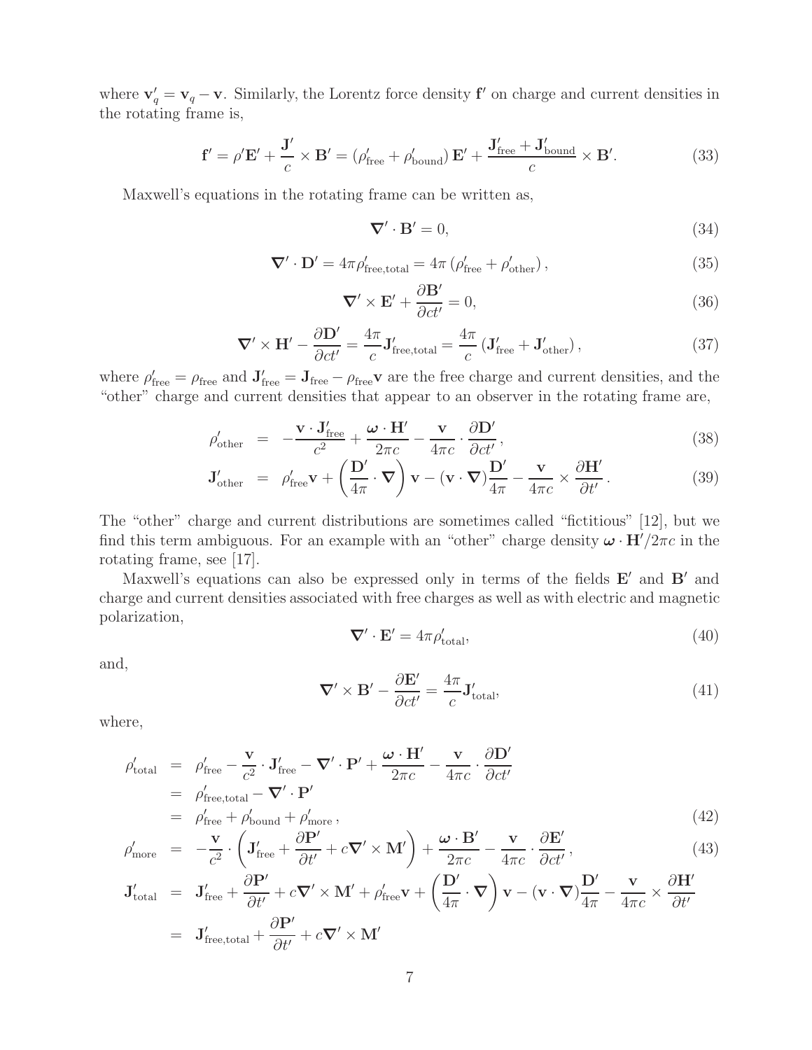where $\mathbf{v}'_q = \mathbf{v}_q - \mathbf{v}$. Similarly, the Lorentz force density $\mathbf{f}'$ on charge and current densities in the rotating frame is,

$$\mathbf{f}' = \rho' \mathbf{E}' + \frac{\mathbf{J}'}{c} \times \mathbf{B}' = (\rho'_{\rm free} + \rho'_{\rm bound})\, \mathbf{E}' + \frac{\mathbf{J}'_{\rm free} + \mathbf{J}'_{\rm bound}}{c} \times \mathbf{B}'. \tag{33}$$

Maxwell's equations in the rotating frame can be written as,

$$\boldsymbol{\nabla}' \cdot \mathbf{B}' = 0, \tag{34}$$

$$\boldsymbol{\nabla}' \cdot \mathbf{D}' = 4\pi \rho'_{\rm free,total} = 4\pi \left(\rho'_{\rm free} + \rho'_{\rm other}\right), \tag{35}$$

$$\boldsymbol{\nabla}' \times \mathbf{E}' + \frac{\partial \mathbf{B}'}{\partial ct'} = 0, \tag{36}$$

$$\boldsymbol{\nabla}' \times \mathbf{H}' - \frac{\partial \mathbf{D}'}{\partial ct'} = \frac{4\pi}{c} \mathbf{J}'_{\rm free,total} = \frac{4\pi}{c} \left(\mathbf{J}'_{\rm free} + \mathbf{J}'_{\rm other}\right), \tag{37}$$

where $\rho'_{\rm free} = \rho_{\rm free}$ and $\mathbf{J}'_{\rm free} = \mathbf{J}_{\rm free} - \rho_{\rm free}\mathbf{v}$ are the free charge and current densities, and the "other" charge and current densities that appear to an observer in the rotating frame are,

$$\rho'_{\rm other} = -\frac{\mathbf{v} \cdot \mathbf{J}'_{\rm free}}{c^2} + \frac{\boldsymbol{\omega} \cdot \mathbf{H}'}{2\pi c} - \frac{\mathbf{v}}{4\pi c} \cdot \frac{\partial \mathbf{D}'}{\partial ct'}, \tag{38}$$

$$\mathbf{J}'_{\rm other} = \rho'_{\rm free}\mathbf{v} + \left(\frac{\mathbf{D}'}{4\pi} \cdot \boldsymbol{\nabla}\right) \mathbf{v} - (\mathbf{v} \cdot \boldsymbol{\nabla}) \frac{\mathbf{D}'}{4\pi} - \frac{\mathbf{v}}{4\pi c} \times \frac{\partial \mathbf{H}'}{\partial t'}. \tag{39}$$

The "other" charge and current distributions are sometimes called "fictitious" [12], but we find this term ambiguous. For an example with an "other" charge density $\boldsymbol{\omega} \cdot \mathbf{H}'/2\pi c$ in the rotating frame, see [17].

Maxwell's equations can also be expressed only in terms of the fields $\mathbf{E}'$ and $\mathbf{B}'$ and charge and current densities associated with free charges as well as with electric and magnetic polarization,

$$\boldsymbol{\nabla}' \cdot \mathbf{E}' = 4\pi \rho'_{\rm total}, \tag{40}$$

and,

$$\boldsymbol{\nabla}' \times \mathbf{B}' - \frac{\partial \mathbf{E}'}{\partial ct'} = \frac{4\pi}{c} \mathbf{J}'_{\rm total}, \tag{41}$$

where,

$$\begin{aligned}
\rho'_{\rm total} &= \rho'_{\rm free} - \frac{\mathbf{v}}{c^2} \cdot \mathbf{J}'_{\rm free} - \boldsymbol{\nabla}' \cdot \mathbf{P}' + \frac{\boldsymbol{\omega} \cdot \mathbf{H}'}{2\pi c} - \frac{\mathbf{v}}{4\pi c} \cdot \frac{\partial \mathbf{D}'}{\partial ct'} \\
&= \rho'_{\rm free,total} - \boldsymbol{\nabla}' \cdot \mathbf{P}' \\
&= \rho'_{\rm free} + \rho'_{\rm bound} + \rho'_{\rm more}\,,
\end{aligned} \tag{42}$$

$$\rho'_{\rm more} = -\frac{\mathbf{v}}{c^2} \cdot \left(\mathbf{J}'_{\rm free} + \frac{\partial \mathbf{P}'}{\partial t'} + c\boldsymbol{\nabla}' \times \mathbf{M}'\right) + \frac{\boldsymbol{\omega} \cdot \mathbf{B}'}{2\pi c} - \frac{\mathbf{v}}{4\pi c} \cdot \frac{\partial \mathbf{E}'}{\partial ct'}, \tag{43}$$

$$\begin{aligned}
\mathbf{J}'_{\rm total} &= \mathbf{J}'_{\rm free} + \frac{\partial \mathbf{P}'}{\partial t'} + c\boldsymbol{\nabla}' \times \mathbf{M}' + \rho'_{\rm free}\mathbf{v} + \left(\frac{\mathbf{D}'}{4\pi} \cdot \boldsymbol{\nabla}\right) \mathbf{v} - (\mathbf{v} \cdot \boldsymbol{\nabla}) \frac{\mathbf{D}'}{4\pi} - \frac{\mathbf{v}}{4\pi c} \times \frac{\partial \mathbf{H}'}{\partial t'} \\
&= \mathbf{J}'_{\rm free,total} + \frac{\partial \mathbf{P}'}{\partial t'} + c\boldsymbol{\nabla}' \times \mathbf{M}'
\end{aligned}$$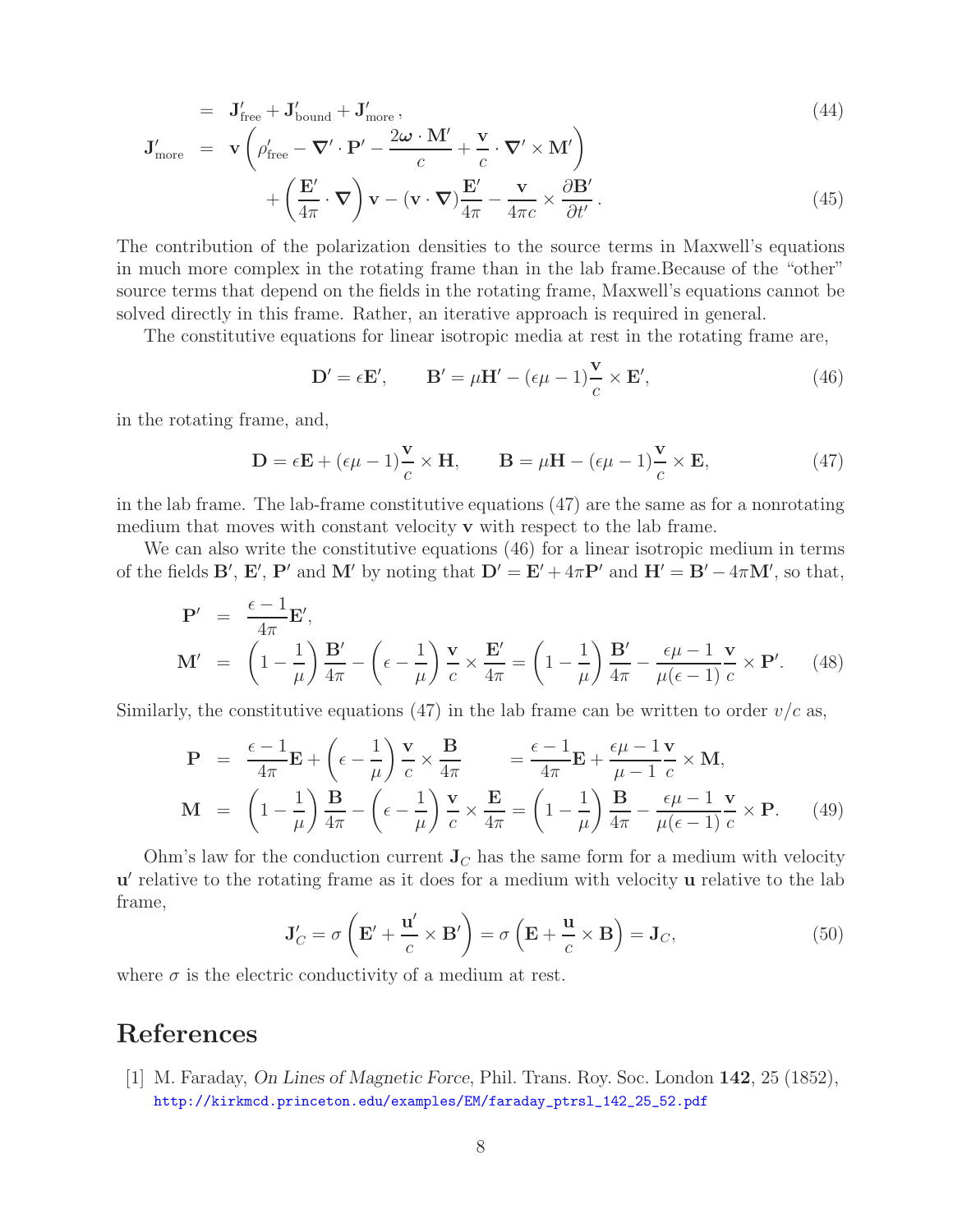$$= \mathbf{J}'_{\rm free} + \mathbf{J}'_{\rm bound} + \mathbf{J}'_{\rm more}\,, \tag{44}$$

$$\mathbf{J}'_{\rm more} = \mathbf{v}\left(\rho'_{\rm free} - \boldsymbol{\nabla}' \cdot \mathbf{P}' - \frac{2\boldsymbol{\omega}\cdot\mathbf{M}'}{c} + \frac{\mathbf{v}}{c}\cdot\boldsymbol{\nabla}'\times\mathbf{M}'\right) + \left(\frac{\mathbf{E}'}{4\pi}\cdot\boldsymbol{\nabla}\right)\mathbf{v} - (\mathbf{v}\cdot\boldsymbol{\nabla})\frac{\mathbf{E}'}{4\pi} - \frac{\mathbf{v}}{4\pi c}\times\frac{\partial \mathbf{B}'}{\partial t'}\,. \tag{45}$$

The contribution of the polarization densities to the source terms in Maxwell's equations in much more complex in the rotating frame than in the lab frame.Because of the "other" source terms that depend on the fields in the rotating frame, Maxwell's equations cannot be solved directly in this frame. Rather, an iterative approach is required in general.

The constitutive equations for linear isotropic media at rest in the rotating frame are,

$$\mathbf{D}' = \epsilon\mathbf{E}', \qquad \mathbf{B}' = \mu\mathbf{H}' - (\epsilon\mu - 1)\frac{\mathbf{v}}{c}\times\mathbf{E}', \tag{46}$$

in the rotating frame, and,

$$\mathbf{D} = \epsilon\mathbf{E} + (\epsilon\mu - 1)\frac{\mathbf{v}}{c}\times\mathbf{H}, \qquad \mathbf{B} = \mu\mathbf{H} - (\epsilon\mu - 1)\frac{\mathbf{v}}{c}\times\mathbf{E}, \tag{47}$$

in the lab frame. The lab-frame constitutive equations (47) are the same as for a nonrotating medium that moves with constant velocity $\mathbf{v}$ with respect to the lab frame.

We can also write the constitutive equations (46) for a linear isotropic medium in terms of the fields $\mathbf{B}'$, $\mathbf{E}'$, $\mathbf{P}'$ and $\mathbf{M}'$ by noting that $\mathbf{D}' = \mathbf{E}' + 4\pi\mathbf{P}'$ and $\mathbf{H}' = \mathbf{B}' - 4\pi\mathbf{M}'$, so that,

$$\mathbf{P}' = \frac{\epsilon - 1}{4\pi}\mathbf{E}',$$

$$\mathbf{M}' = \left(1 - \frac{1}{\mu}\right)\frac{\mathbf{B}'}{4\pi} - \left(\epsilon - \frac{1}{\mu}\right)\frac{\mathbf{v}}{c}\times\frac{\mathbf{E}'}{4\pi} = \left(1 - \frac{1}{\mu}\right)\frac{\mathbf{B}'}{4\pi} - \frac{\epsilon\mu - 1}{\mu(\epsilon - 1)}\frac{\mathbf{v}}{c}\times\mathbf{P}'. \tag{48}$$

Similarly, the constitutive equations (47) in the lab frame can be written to order $v/c$ as,

$$\mathbf{P} = \frac{\epsilon - 1}{4\pi}\mathbf{E} + \left(\epsilon - \frac{1}{\mu}\right)\frac{\mathbf{v}}{c}\times\frac{\mathbf{B}}{4\pi} = \frac{\epsilon - 1}{4\pi}\mathbf{E} + \frac{\epsilon\mu - 1}{\mu - 1}\frac{\mathbf{v}}{c}\times\mathbf{M},$$

$$\mathbf{M} = \left(1 - \frac{1}{\mu}\right)\frac{\mathbf{B}}{4\pi} - \left(\epsilon - \frac{1}{\mu}\right)\frac{\mathbf{v}}{c}\times\frac{\mathbf{E}}{4\pi} = \left(1 - \frac{1}{\mu}\right)\frac{\mathbf{B}}{4\pi} - \frac{\epsilon\mu - 1}{\mu(\epsilon - 1)}\frac{\mathbf{v}}{c}\times\mathbf{P}. \tag{49}$$

Ohm's law for the conduction current $\mathbf{J}_C$ has the same form for a medium with velocity $\mathbf{u}'$ relative to the rotating frame as it does for a medium with velocity $\mathbf{u}$ relative to the lab frame,

$$\mathbf{J}'_C = \sigma\left(\mathbf{E}' + \frac{\mathbf{u}'}{c}\times\mathbf{B}'\right) = \sigma\left(\mathbf{E} + \frac{\mathbf{u}}{c}\times\mathbf{B}\right) = \mathbf{J}_C, \tag{50}$$

where $\sigma$ is the electric conductivity of a medium at rest.

# References

[1] M. Faraday, *On Lines of Magnetic Force*, Phil. Trans. Roy. Soc. London **142**, 25 (1852), http://kirkmcd.princeton.edu/examples/EM/faraday_ptrsl_142_25_52.pdf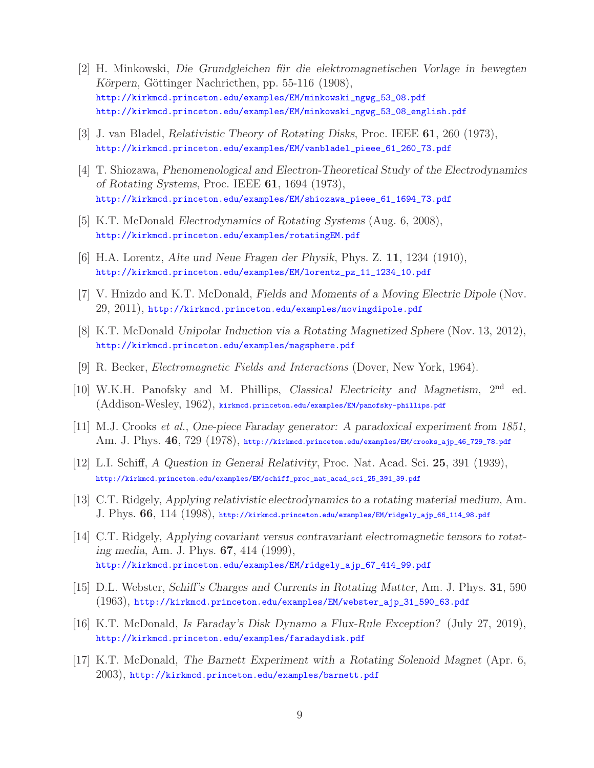[2] H. Minkowski, *Die Grundgleichen für die elektromagnetischen Vorlage in bewegten Körpern*, Göttinger Nachricthen, pp. 55-116 (1908),
http://kirkmcd.princeton.edu/examples/EM/minkowski_ngwg_53_08.pdf
http://kirkmcd.princeton.edu/examples/EM/minkowski_ngwg_53_08_english.pdf

[3] J. van Bladel, *Relativistic Theory of Rotating Disks*, Proc. IEEE **61**, 260 (1973),
http://kirkmcd.princeton.edu/examples/EM/vanbladel_pieee_61_260_73.pdf

[4] T. Shiozawa, *Phenomenological and Electron-Theoretical Study of the Electrodynamics of Rotating Systems*, Proc. IEEE **61**, 1694 (1973),
http://kirkmcd.princeton.edu/examples/EM/shiozawa_pieee_61_1694_73.pdf

[5] K.T. McDonald *Electrodynamics of Rotating Systems* (Aug. 6, 2008),
http://kirkmcd.princeton.edu/examples/rotatingEM.pdf

[6] H.A. Lorentz, *Alte und Neue Fragen der Physik*, Phys. Z. **11**, 1234 (1910),
http://kirkmcd.princeton.edu/examples/EM/lorentz_pz_11_1234_10.pdf

[7] V. Hnizdo and K.T. McDonald, *Fields and Moments of a Moving Electric Dipole* (Nov. 29, 2011), http://kirkmcd.princeton.edu/examples/movingdipole.pdf

[8] K.T. McDonald *Unipolar Induction via a Rotating Magnetized Sphere* (Nov. 13, 2012),
http://kirkmcd.princeton.edu/examples/magsphere.pdf

[9] R. Becker, *Electromagnetic Fields and Interactions* (Dover, New York, 1964).

[10] W.K.H. Panofsky and M. Phillips, *Classical Electricity and Magnetism*, 2nd ed. (Addison-Wesley, 1962), kirkmcd.princeton.edu/examples/EM/panofsky-phillips.pdf

[11] M.J. Crooks *et al.*, *One-piece Faraday generator: A paradoxical experiment from 1851*, Am. J. Phys. **46**, 729 (1978), http://kirkmcd.princeton.edu/examples/EM/crooks_ajp_46_729_78.pdf

[12] L.I. Schiff, *A Question in General Relativity*, Proc. Nat. Acad. Sci. **25**, 391 (1939),
http://kirkmcd.princeton.edu/examples/EM/schiff_proc_nat_acad_sci_25_391_39.pdf

[13] C.T. Ridgely, *Applying relativistic electrodynamics to a rotating material medium*, Am. J. Phys. **66**, 114 (1998), http://kirkmcd.princeton.edu/examples/EM/ridgely_ajp_66_114_98.pdf

[14] C.T. Ridgely, *Applying covariant versus contravariant electromagnetic tensors to rotating media*, Am. J. Phys. **67**, 414 (1999),
http://kirkmcd.princeton.edu/examples/EM/ridgely_ajp_67_414_99.pdf

[15] D.L. Webster, *Schiff's Charges and Currents in Rotating Matter*, Am. J. Phys. **31**, 590 (1963), http://kirkmcd.princeton.edu/examples/EM/webster_ajp_31_590_63.pdf

[16] K.T. McDonald, *Is Faraday's Disk Dynamo a Flux-Rule Exception?* (July 27, 2019),
http://kirkmcd.princeton.edu/examples/faradaydisk.pdf

[17] K.T. McDonald, *The Barnett Experiment with a Rotating Solenoid Magnet* (Apr. 6, 2003), http://kirkmcd.princeton.edu/examples/barnett.pdf